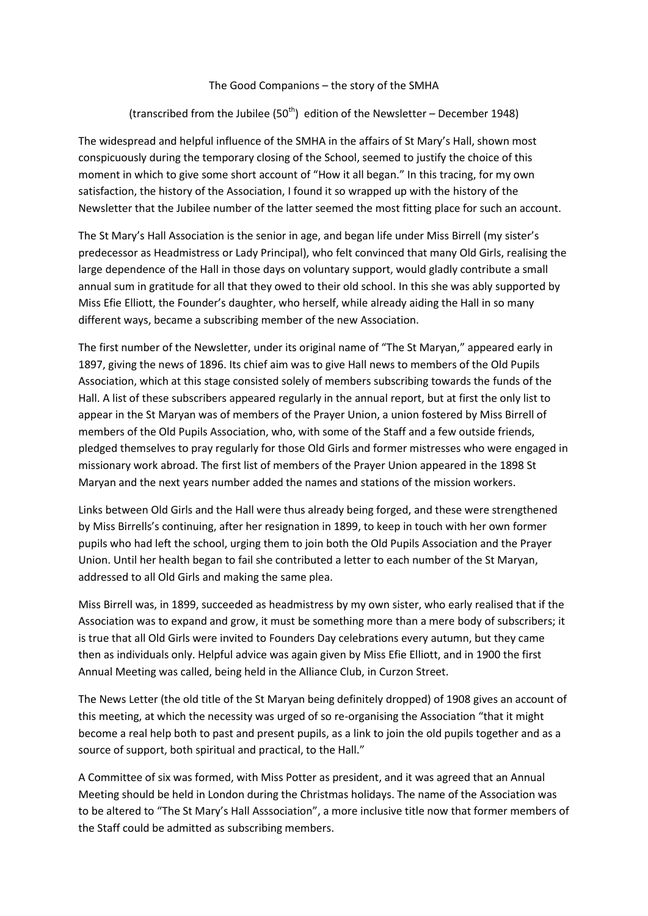The Good Companions – the story of the SMHA

(transcribed from the Jubilee ($50^{th}$) edition of the Newsletter – December 1948)

The widespread and helpful influence of the SMHA in the affairs of St Mary's Hall, shown most conspicuously during the temporary closing of the School, seemed to justify the choice of this moment in which to give some short account of "How it all began." In this tracing, for my own satisfaction, the history of the Association, I found it so wrapped up with the history of the Newsletter that the Jubilee number of the latter seemed the most fitting place for such an account.

The St Mary's Hall Association is the senior in age, and began life under Miss Birrell (my sister's predecessor as Headmistress or Lady Principal), who felt convinced that many Old Girls, realising the large dependence of the Hall in those days on voluntary support, would gladly contribute a small annual sum in gratitude for all that they owed to their old school. In this she was ably supported by Miss Efie Elliott, the Founder's daughter, who herself, while already aiding the Hall in so many different ways, became a subscribing member of the new Association.

The first number of the Newsletter, under its original name of "The St Maryan," appeared early in 1897, giving the news of 1896. Its chief aim was to give Hall news to members of the Old Pupils Association, which at this stage consisted solely of members subscribing towards the funds of the Hall. A list of these subscribers appeared regularly in the annual report, but at first the only list to appear in the St Maryan was of members of the Prayer Union, a union fostered by Miss Birrell of members of the Old Pupils Association, who, with some of the Staff and a few outside friends, pledged themselves to pray regularly for those Old Girls and former mistresses who were engaged in missionary work abroad. The first list of members of the Prayer Union appeared in the 1898 St Maryan and the next years number added the names and stations of the mission workers.

Links between Old Girls and the Hall were thus already being forged, and these were strengthened by Miss Birrells's continuing, after her resignation in 1899, to keep in touch with her own former pupils who had left the school, urging them to join both the Old Pupils Association and the Prayer Union. Until her health began to fail she contributed a letter to each number of the St Maryan, addressed to all Old Girls and making the same plea.

Miss Birrell was, in 1899, succeeded as headmistress by my own sister, who early realised that if the Association was to expand and grow, it must be something more than a mere body of subscribers; it is true that all Old Girls were invited to Founders Day celebrations every autumn, but they came then as individuals only. Helpful advice was again given by Miss Efie Elliott, and in 1900 the first Annual Meeting was called, being held in the Alliance Club, in Curzon Street.

The News Letter (the old title of the St Maryan being definitely dropped) of 1908 gives an account of this meeting, at which the necessity was urged of so re-organising the Association "that it might become a real help both to past and present pupils, as a link to join the old pupils together and as a source of support, both spiritual and practical, to the Hall."

A Committee of six was formed, with Miss Potter as president, and it was agreed that an Annual Meeting should be held in London during the Christmas holidays. The name of the Association was to be altered to "The St Mary's Hall Asssociation", a more inclusive title now that former members of the Staff could be admitted as subscribing members.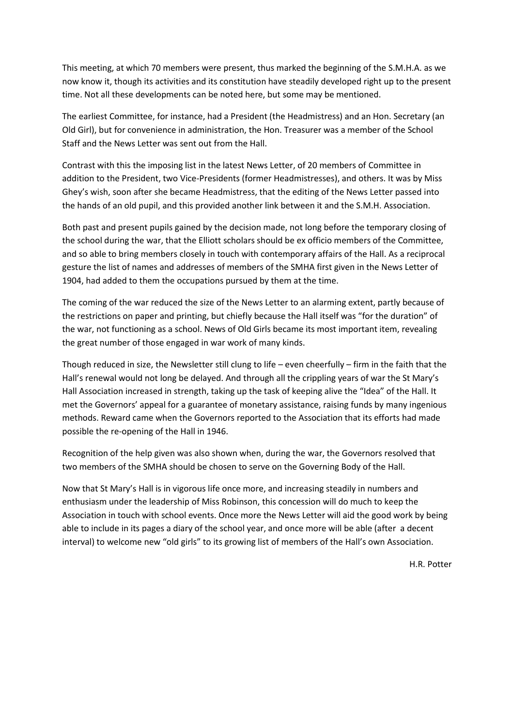This meeting, at which 70 members were present, thus marked the beginning of the S.M.H.A. as we now know it, though its activities and its constitution have steadily developed right up to the present time. Not all these developments can be noted here, but some may be mentioned.

The earliest Committee, for instance, had a President (the Headmistress) and an Hon. Secretary (an Old Girl), but for convenience in administration, the Hon. Treasurer was a member of the School Staff and the News Letter was sent out from the Hall.

Contrast with this the imposing list in the latest News Letter, of 20 members of Committee in addition to the President, two Vice-Presidents (former Headmistresses), and others. It was by Miss Ghey's wish, soon after she became Headmistress, that the editing of the News Letter passed into the hands of an old pupil, and this provided another link between it and the S.M.H. Association.

Both past and present pupils gained by the decision made, not long before the temporary closing of the school during the war, that the Elliott scholars should be ex officio members of the Committee, and so able to bring members closely in touch with contemporary affairs of the Hall. As a reciprocal gesture the list of names and addresses of members of the SMHA first given in the News Letter of 1904, had added to them the occupations pursued by them at the time.

The coming of the war reduced the size of the News Letter to an alarming extent, partly because of the restrictions on paper and printing, but chiefly because the Hall itself was "for the duration" of the war, not functioning as a school. News of Old Girls became its most important item, revealing the great number of those engaged in war work of many kinds.

Though reduced in size, the Newsletter still clung to life – even cheerfully – firm in the faith that the Hall's renewal would not long be delayed. And through all the crippling years of war the St Mary's Hall Association increased in strength, taking up the task of keeping alive the "Idea" of the Hall. It met the Governors' appeal for a guarantee of monetary assistance, raising funds by many ingenious methods. Reward came when the Governors reported to the Association that its efforts had made possible the re-opening of the Hall in 1946.

Recognition of the help given was also shown when, during the war, the Governors resolved that two members of the SMHA should be chosen to serve on the Governing Body of the Hall.

Now that St Mary's Hall is in vigorous life once more, and increasing steadily in numbers and enthusiasm under the leadership of Miss Robinson, this concession will do much to keep the Association in touch with school events. Once more the News Letter will aid the good work by being able to include in its pages a diary of the school year, and once more will be able (after a decent interval) to welcome new "old girls" to its growing list of members of the Hall's own Association.

H.R. Potter